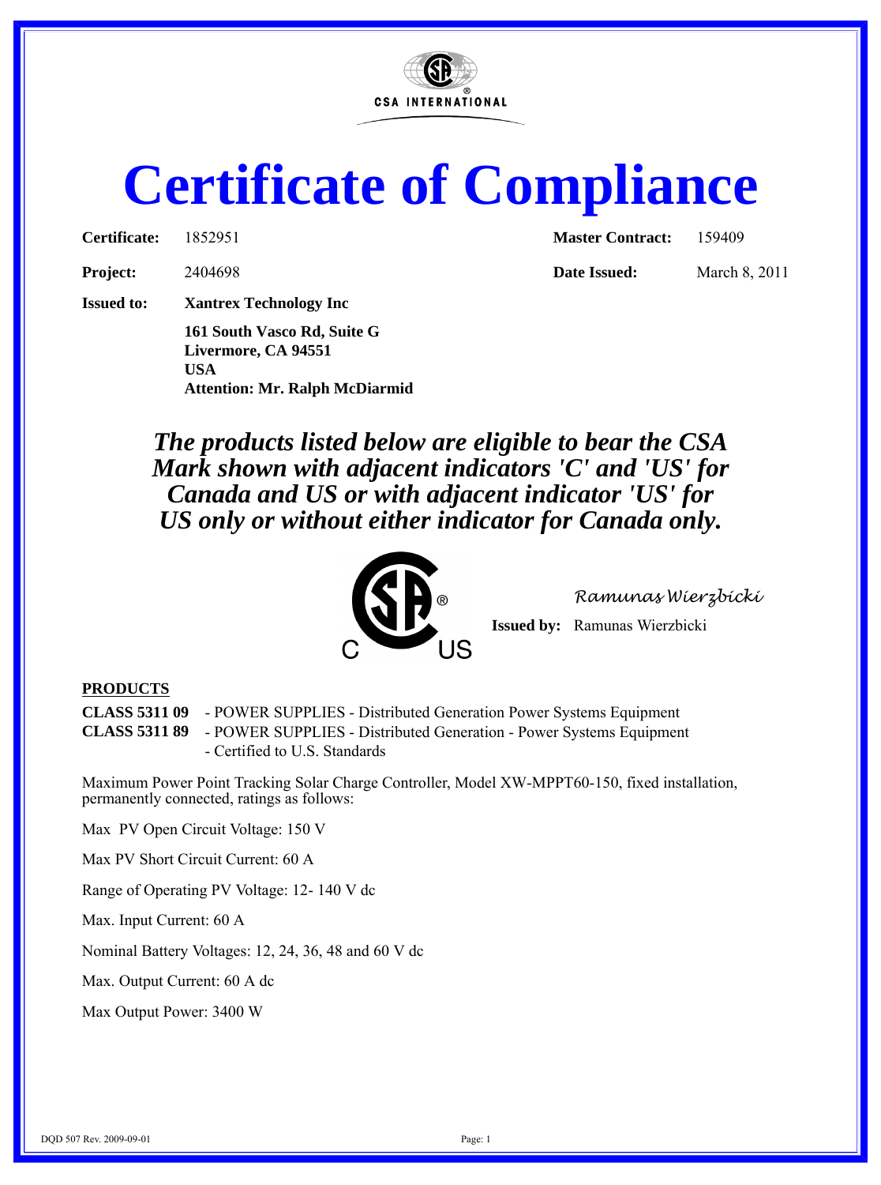CSA INTERNATIONAL

# Certificate of Compliance

| | | | |
|---|---|---|---|
| **Certificate:** | 1852951 | **Master Contract:** | 159409 |
| **Project:** | 2404698 | **Date Issued:** | March 8, 2011 |

**Issued to:** **Xantrex Technology Inc**

**161 South Vasco Rd, Suite G**
**Livermore, CA 94551**
**USA**
**Attention: Mr. Ralph McDiarmid**

***The products listed below are eligible to bear the CSA Mark shown with adjacent indicators 'C' and 'US' for Canada and US or with adjacent indicator 'US' for US only or without either indicator for Canada only.***

C US

*Ramunas Wierzbicki*

**Issued by:** Ramunas Wierzbicki

**PRODUCTS**

**CLASS 5311 09** - POWER SUPPLIES - Distributed Generation Power Systems Equipment
**CLASS 5311 89** - POWER SUPPLIES - Distributed Generation - Power Systems Equipment - Certified to U.S. Standards

Maximum Power Point Tracking Solar Charge Controller, Model XW-MPPT60-150, fixed installation, permanently connected, ratings as follows:

Max PV Open Circuit Voltage: 150 V

Max PV Short Circuit Current: 60 A

Range of Operating PV Voltage: 12- 140 V dc

Max. Input Current: 60 A

Nominal Battery Voltages: 12, 24, 36, 48 and 60 V dc

Max. Output Current: 60 A dc

Max Output Power: 3400 W

DQD 507 Rev. 2009-09-01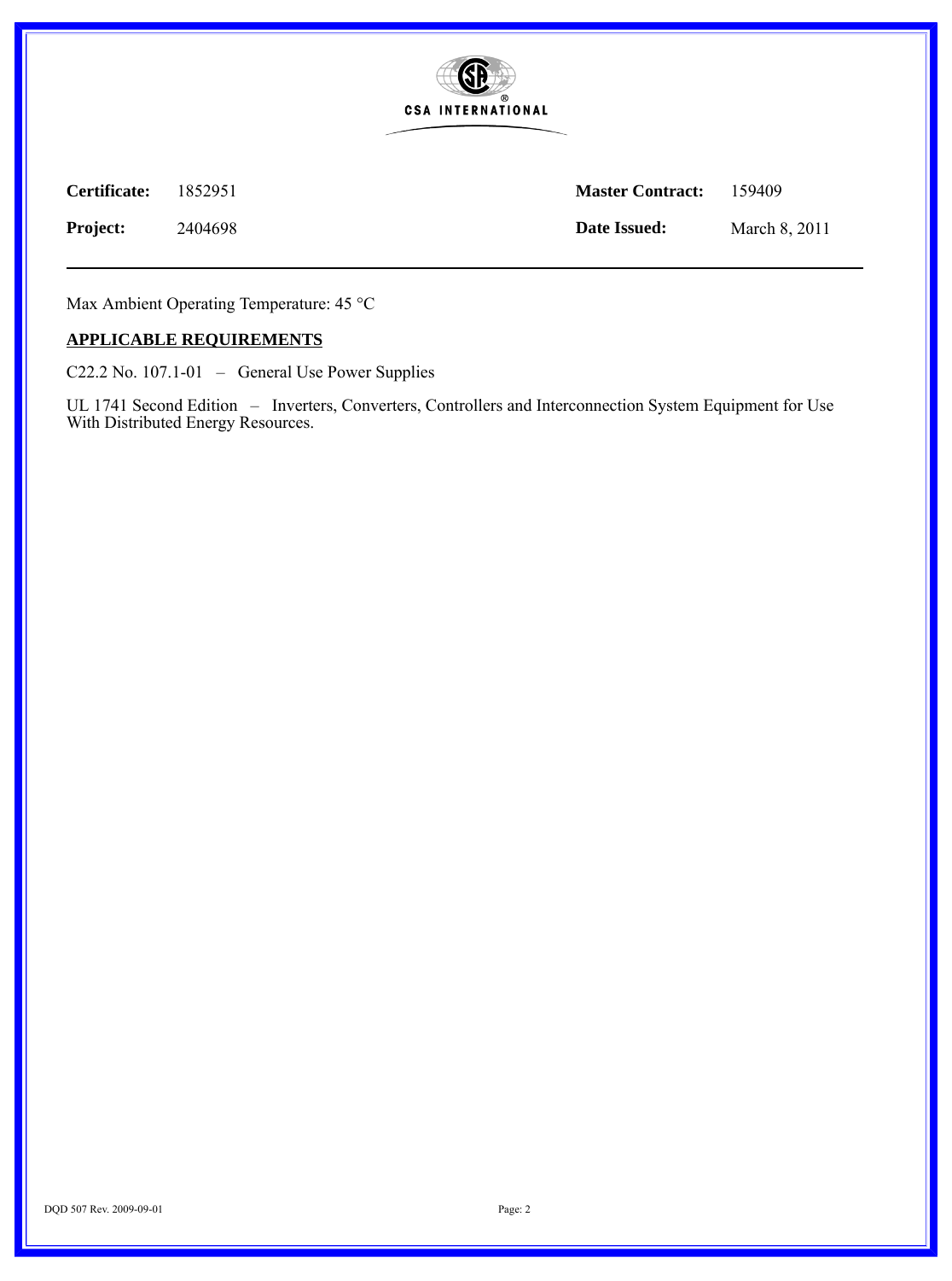**Certificate:** 1852951 **Master Contract:** 159409

**Project:** 2404698 **Date Issued:** March 8, 2011

Max Ambient Operating Temperature: 45 °C

**APPLICABLE REQUIREMENTS**

C22.2 No. 107.1-01 – General Use Power Supplies

UL 1741 Second Edition – Inverters, Converters, Controllers and Interconnection System Equipment for Use With Distributed Energy Resources.